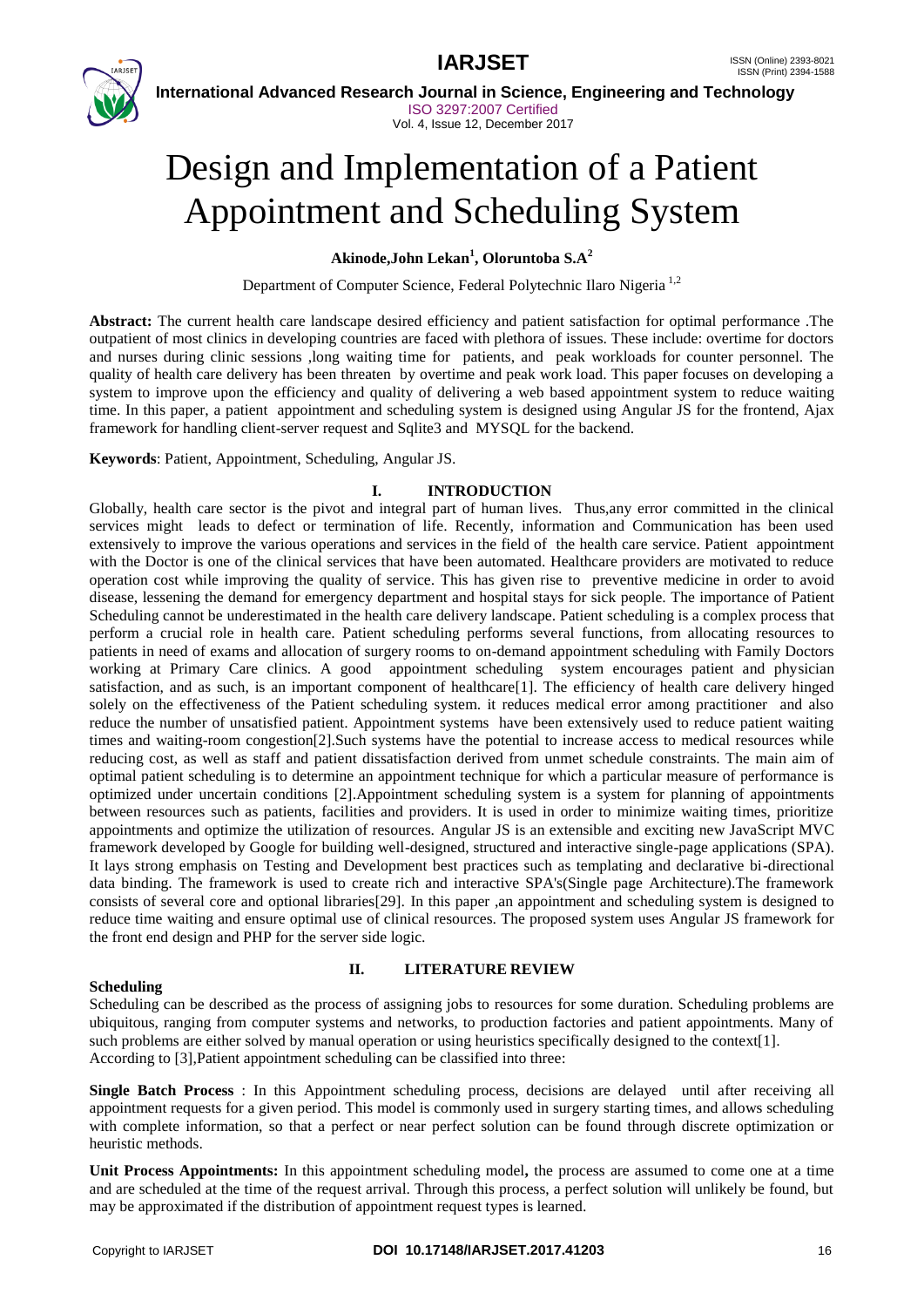# Design and Implementation of a Patient Appointment and Scheduling System

**Akinode,John Lekan[1], Oloruntoba S.A[2]**

Department of Computer Science, Federal Polytechnic Ilaro Nigeria [1,2]

**Abstract:** The current health care landscape desired efficiency and patient satisfaction for optimal performance .The outpatient of most clinics in developing countries are faced with plethora of issues. These include: overtime for doctors and nurses during clinic sessions ,long waiting time for patients, and peak workloads for counter personnel. The quality of health care delivery has been threaten by overtime and peak work load. This paper focuses on developing a system to improve upon the efficiency and quality of delivering a web based appointment system to reduce waiting time. In this paper, a patient appointment and scheduling system is designed using Angular JS for the frontend, Ajax framework for handling client-server request and Sqlite3 and MYSQL for the backend.

**Keywords**: Patient, Appointment, Scheduling, Angular JS.

## I. INTRODUCTION

Globally, health care sector is the pivot and integral part of human lives. Thus,any error committed in the clinical services might leads to defect or termination of life. Recently, information and Communication has been used extensively to improve the various operations and services in the field of the health care service. Patient appointment with the Doctor is one of the clinical services that have been automated. Healthcare providers are motivated to reduce operation cost while improving the quality of service. This has given rise to preventive medicine in order to avoid disease, lessening the demand for emergency department and hospital stays for sick people. The importance of Patient Scheduling cannot be underestimated in the health care delivery landscape. Patient scheduling is a complex process that perform a crucial role in health care. Patient scheduling performs several functions, from allocating resources to patients in need of exams and allocation of surgery rooms to on-demand appointment scheduling with Family Doctors working at Primary Care clinics. A good appointment scheduling system encourages patient and physician satisfaction, and as such, is an important component of healthcare[1]. The efficiency of health care delivery hinged solely on the effectiveness of the Patient scheduling system. it reduces medical error among practitioner and also reduce the number of unsatisfied patient. Appointment systems have been extensively used to reduce patient waiting times and waiting-room congestion[2].Such systems have the potential to increase access to medical resources while reducing cost, as well as staff and patient dissatisfaction derived from unmet schedule constraints. The main aim of optimal patient scheduling is to determine an appointment technique for which a particular measure of performance is optimized under uncertain conditions [2].Appointment scheduling system is a system for planning of appointments between resources such as patients, facilities and providers. It is used in order to minimize waiting times, prioritize appointments and optimize the utilization of resources. Angular JS is an extensible and exciting new JavaScript MVC framework developed by Google for building well-designed, structured and interactive single-page applications (SPA). It lays strong emphasis on Testing and Development best practices such as templating and declarative bi-directional data binding. The framework is used to create rich and interactive SPA's(Single page Architecture).The framework consists of several core and optional libraries[29]. In this paper ,an appointment and scheduling system is designed to reduce time waiting and ensure optimal use of clinical resources. The proposed system uses Angular JS framework for the front end design and PHP for the server side logic.

## II. LITERATURE REVIEW

### Scheduling

Scheduling can be described as the process of assigning jobs to resources for some duration. Scheduling problems are ubiquitous, ranging from computer systems and networks, to production factories and patient appointments. Many of such problems are either solved by manual operation or using heuristics specifically designed to the context[1].
According to [3],Patient appointment scheduling can be classified into three:

**Single Batch Process** : In this Appointment scheduling process, decisions are delayed until after receiving all appointment requests for a given period. This model is commonly used in surgery starting times, and allows scheduling with complete information, so that a perfect or near perfect solution can be found through discrete optimization or heuristic methods.

**Unit Process Appointments:** In this appointment scheduling model**,** the process are assumed to come one at a time and are scheduled at the time of the request arrival. Through this process, a perfect solution will unlikely be found, but may be approximated if the distribution of appointment request types is learned.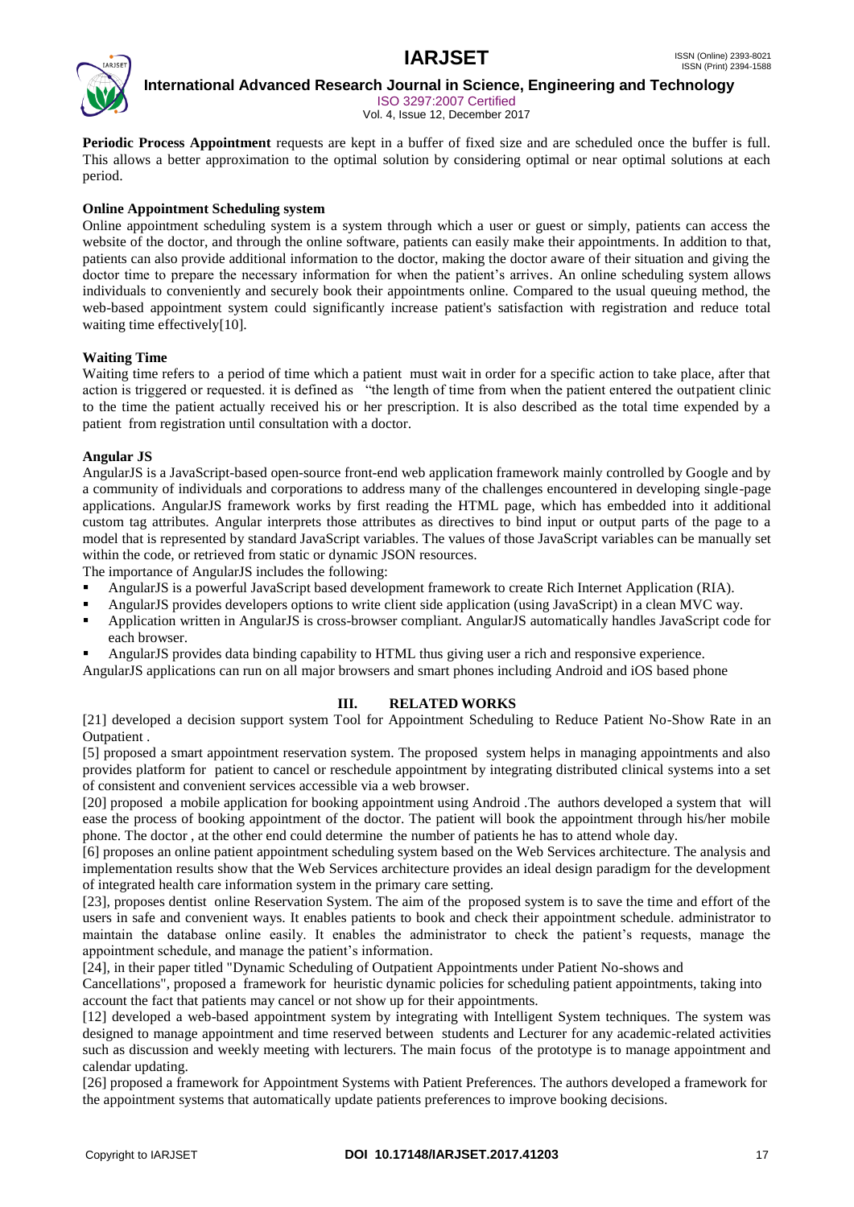**Periodic Process Appointment** requests are kept in a buffer of fixed size and are scheduled once the buffer is full. This allows a better approximation to the optimal solution by considering optimal or near optimal solutions at each period.

**Online Appointment Scheduling system**

Online appointment scheduling system is a system through which a user or guest or simply, patients can access the website of the doctor, and through the online software, patients can easily make their appointments. In addition to that, patients can also provide additional information to the doctor, making the doctor aware of their situation and giving the doctor time to prepare the necessary information for when the patient's arrives. An online scheduling system allows individuals to conveniently and securely book their appointments online. Compared to the usual queuing method, the web-based appointment system could significantly increase patient's satisfaction with registration and reduce total waiting time effectively[10].

**Waiting Time**

Waiting time refers to a period of time which a patient must wait in order for a specific action to take place, after that action is triggered or requested. it is defined as "the length of time from when the patient entered the outpatient clinic to the time the patient actually received his or her prescription. It is also described as the total time expended by a patient from registration until consultation with a doctor.

**Angular JS**

AngularJS is a JavaScript-based open-source front-end web application framework mainly controlled by Google and by a community of individuals and corporations to address many of the challenges encountered in developing single-page applications. AngularJS framework works by first reading the HTML page, which has embedded into it additional custom tag attributes. Angular interprets those attributes as directives to bind input or output parts of the page to a model that is represented by standard JavaScript variables. The values of those JavaScript variables can be manually set within the code, or retrieved from static or dynamic JSON resources.

The importance of AngularJS includes the following:

- AngularJS is a powerful JavaScript based development framework to create Rich Internet Application (RIA).
- AngularJS provides developers options to write client side application (using JavaScript) in a clean MVC way.
- Application written in AngularJS is cross-browser compliant. AngularJS automatically handles JavaScript code for each browser.
- AngularJS provides data binding capability to HTML thus giving user a rich and responsive experience.

AngularJS applications can run on all major browsers and smart phones including Android and iOS based phone

## III. RELATED WORKS

[21] developed a decision support system Tool for Appointment Scheduling to Reduce Patient No-Show Rate in an Outpatient .

[5] proposed a smart appointment reservation system. The proposed system helps in managing appointments and also provides platform for patient to cancel or reschedule appointment by integrating distributed clinical systems into a set of consistent and convenient services accessible via a web browser.

[20] proposed a mobile application for booking appointment using Android .The authors developed a system that will ease the process of booking appointment of the doctor. The patient will book the appointment through his/her mobile phone. The doctor , at the other end could determine the number of patients he has to attend whole day.

[6] proposes an online patient appointment scheduling system based on the Web Services architecture. The analysis and implementation results show that the Web Services architecture provides an ideal design paradigm for the development of integrated health care information system in the primary care setting.

[23], proposes dentist online Reservation System. The aim of the proposed system is to save the time and effort of the users in safe and convenient ways. It enables patients to book and check their appointment schedule. administrator to maintain the database online easily. It enables the administrator to check the patient's requests, manage the appointment schedule, and manage the patient's information.

[24], in their paper titled "Dynamic Scheduling of Outpatient Appointments under Patient No-shows and Cancellations", proposed a framework for heuristic dynamic policies for scheduling patient appointments, taking into account the fact that patients may cancel or not show up for their appointments.

[12] developed a web-based appointment system by integrating with Intelligent System techniques. The system was designed to manage appointment and time reserved between students and Lecturer for any academic-related activities such as discussion and weekly meeting with lecturers. The main focus of the prototype is to manage appointment and calendar updating.

[26] proposed a framework for Appointment Systems with Patient Preferences. The authors developed a framework for the appointment systems that automatically update patients preferences to improve booking decisions.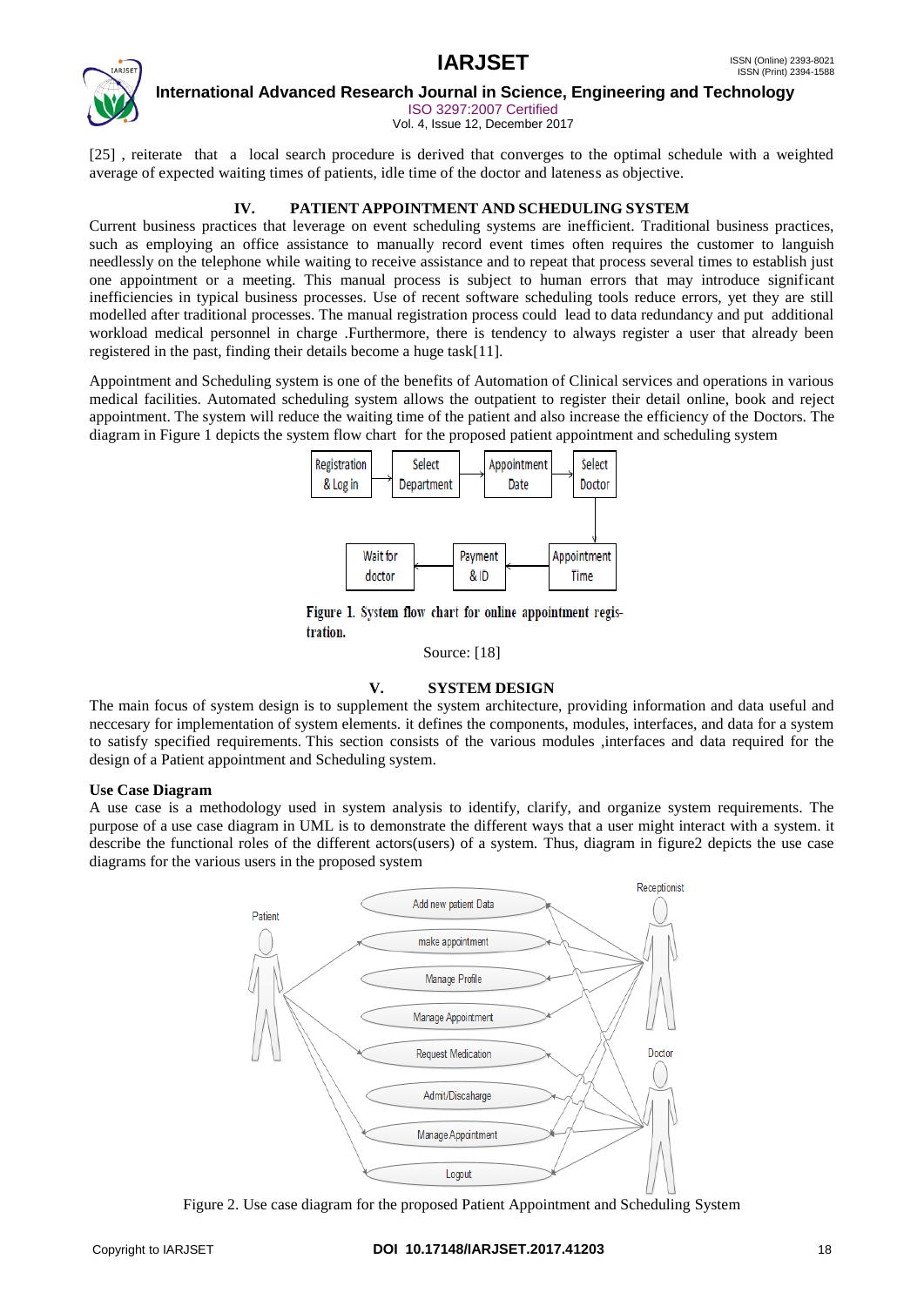[25] , reiterate that a local search procedure is derived that converges to the optimal schedule with a weighted average of expected waiting times of patients, idle time of the doctor and lateness as objective.

## IV. PATIENT APPOINTMENT AND SCHEDULING SYSTEM

Current business practices that leverage on event scheduling systems are inefficient. Traditional business practices, such as employing an office assistance to manually record event times often requires the customer to languish needlessly on the telephone while waiting to receive assistance and to repeat that process several times to establish just one appointment or a meeting. This manual process is subject to human errors that may introduce significant inefficiencies in typical business processes. Use of recent software scheduling tools reduce errors, yet they are still modelled after traditional processes. The manual registration process could lead to data redundancy and put additional workload medical personnel in charge .Furthermore, there is tendency to always register a user that already been registered in the past, finding their details become a huge task[11].

Appointment and Scheduling system is one of the benefits of Automation of Clinical services and operations in various medical facilities. Automated scheduling system allows the outpatient to register their detail online, book and reject appointment. The system will reduce the waiting time of the patient and also increase the efficiency of the Doctors. The diagram in Figure 1 depicts the system flow chart for the proposed patient appointment and scheduling system

**Figure 1.** System flow chart for online appointment registration.

Source: [18]

## V. SYSTEM DESIGN

The main focus of system design is to supplement the system architecture, providing information and data useful and neccesary for implementation of system elements. it defines the components, modules, interfaces, and data for a system to satisfy specified requirements. This section consists of the various modules ,interfaces and data required for the design of a Patient appointment and Scheduling system.

### Use Case Diagram

A use case is a methodology used in system analysis to identify, clarify, and organize system requirements. The purpose of a use case diagram in UML is to demonstrate the different ways that a user might interact with a system. it describe the functional roles of the different actors(users) of a system. Thus, diagram in figure2 depicts the use case diagrams for the various users in the proposed system

Figure 2. Use case diagram for the proposed Patient Appointment and Scheduling System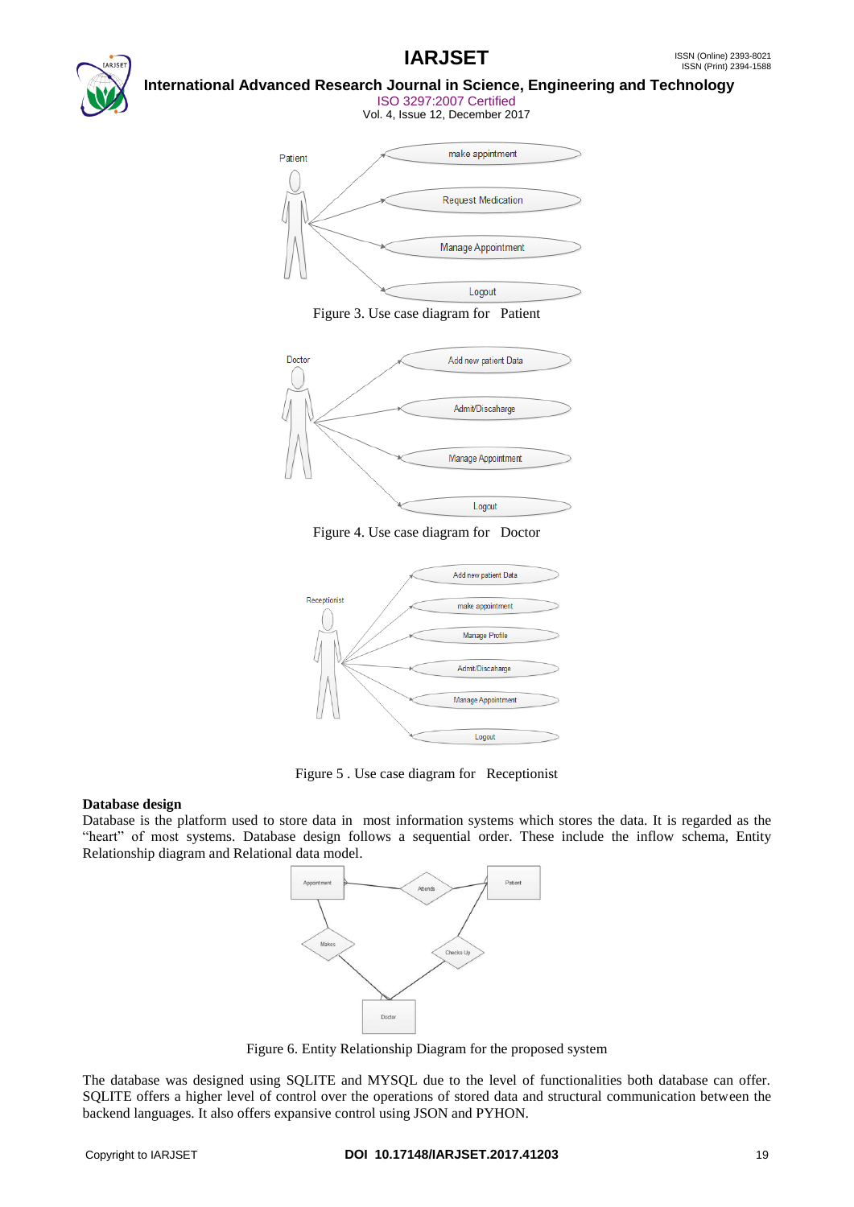Figure 3. Use case diagram for Patient

Figure 4. Use case diagram for Doctor

Figure 5 . Use case diagram for Receptionist

**Database design**

Database is the platform used to store data in most information systems which stores the data. It is regarded as the "heart" of most systems. Database design follows a sequential order. These include the inflow schema, Entity Relationship diagram and Relational data model.

Figure 6. Entity Relationship Diagram for the proposed system

The database was designed using SQLITE and MYSQL due to the level of functionalities both database can offer. SQLITE offers a higher level of control over the operations of stored data and structural communication between the backend languages. It also offers expansive control using JSON and PYHON.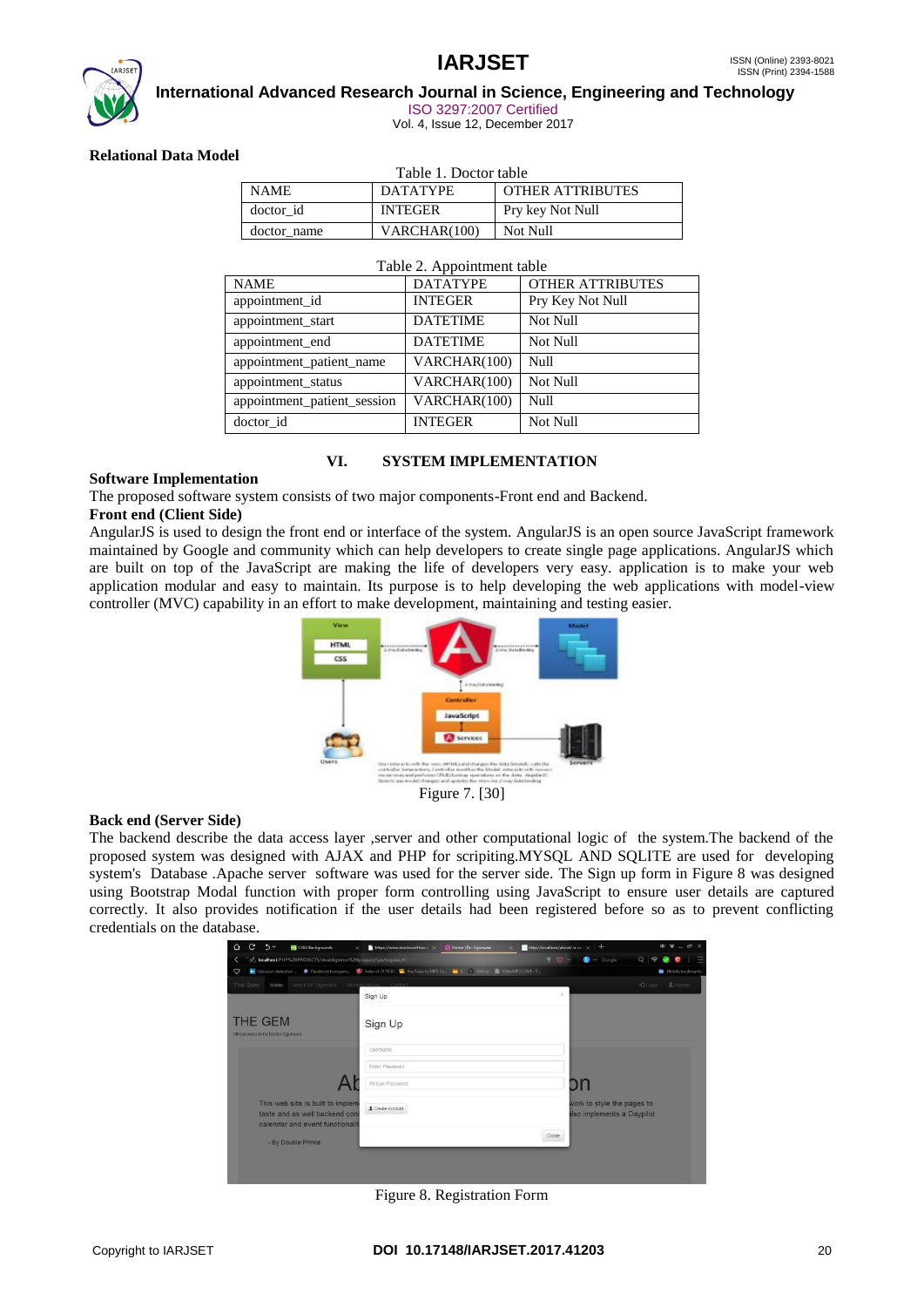### Relational Data Model

Table 1. Doctor table

| NAME | DATATYPE | OTHER ATTRIBUTES |
|---|---|---|
| doctor_id | INTEGER | Pry key Not Null |
| doctor_name | VARCHAR(100) | Not Null |

Table 2. Appointment table

| NAME | DATATYPE | OTHER ATTRIBUTES |
|---|---|---|
| appointment_id | INTEGER | Pry Key Not Null |
| appointment_start | DATETIME | Not Null |
| appointment_end | DATETIME | Not Null |
| appointment_patient_name | VARCHAR(100) | Null |
| appointment_status | VARCHAR(100) | Not Null |
| appointment_patient_session | VARCHAR(100) | Null |
| doctor_id | INTEGER | Not Null |

## VI. SYSTEM IMPLEMENTATION

### Software Implementation

The proposed software system consists of two major components-Front end and Backend.

**Front end (Client Side)**

AngularJS is used to design the front end or interface of the system. AngularJS is an open source JavaScript framework maintained by Google and community which can help developers to create single page applications. AngularJS which are built on top of the JavaScript are making the life of developers very easy. application is to make your web application modular and easy to maintain. Its purpose is to help developing the web applications with model-view controller (MVC) capability in an effort to make development, maintaining and testing easier.

Figure 7. [30]

**Back end (Server Side)**

The backend describe the data access layer ,server and other computational logic of the system.The backend of the proposed system was designed with AJAX and PHP for scripting.MYSQL AND SQLITE are used for developing system's Database .Apache server software was used for the server side. The Sign up form in Figure 8 was designed using Bootstrap Modal function with proper form controlling using JavaScript to ensure user details are captured correctly. It also provides notification if the user details had been registered before so as to prevent conflicting credentials on the database.

Figure 8. Registration Form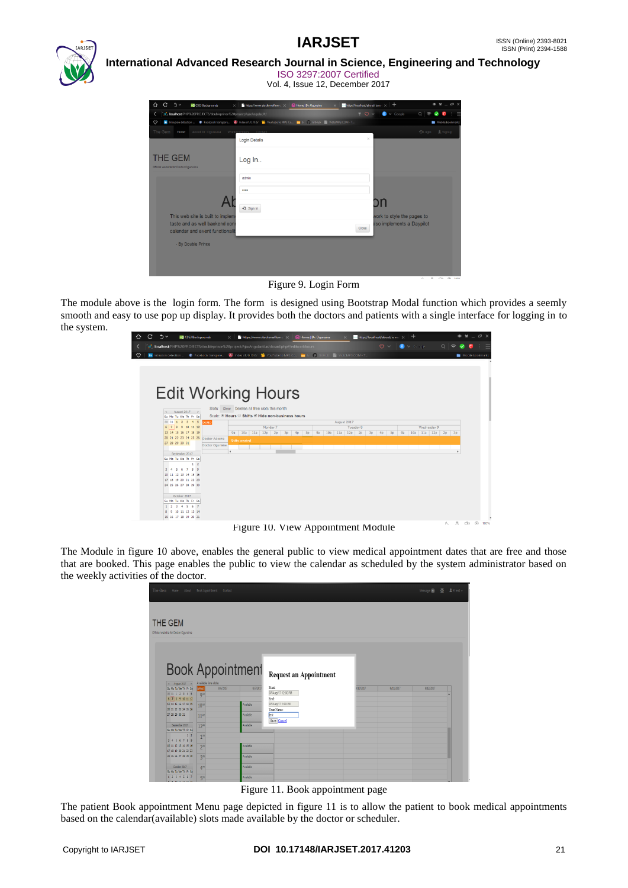Figure 9. Login Form

The module above is the login form. The form is designed using Bootstrap Modal function which provides a seemly smooth and easy to use pop up display. It provides both the doctors and patients with a single interface for logging in to the system.

Figure 10. View Appointment Module

The Module in figure 10 above, enables the general public to view medical appointment dates that are free and those that are booked. This page enables the public to view the calendar as scheduled by the system administrator based on the weekly activities of the doctor.

Figure 11. Book appointment page

The patient Book appointment Menu page depicted in figure 11 is to allow the patient to book medical appointments based on the calendar(available) slots made available by the doctor or scheduler.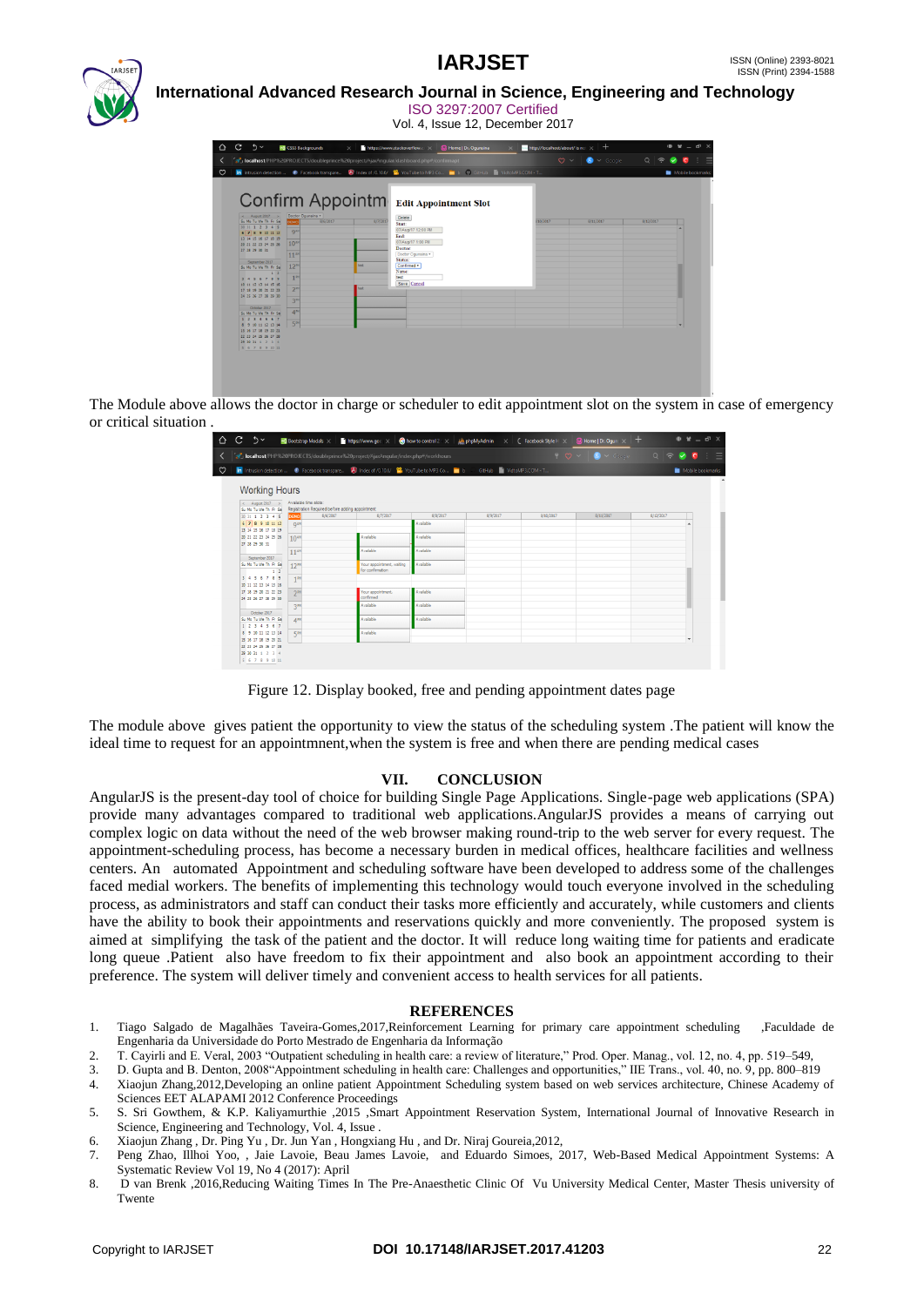The Module above allows the doctor in charge or scheduler to edit appointment slot on the system in case of emergency or critical situation .

Figure 12. Display booked, free and pending appointment dates page

The module above gives patient the opportunity to view the status of the scheduling system .The patient will know the ideal time to request for an appointmnent,when the system is free and when there are pending medical cases

## VII. CONCLUSION

AngularJS is the present-day tool of choice for building Single Page Applications. Single-page web applications (SPA) provide many advantages compared to traditional web applications.AngularJS provides a means of carrying out complex logic on data without the need of the web browser making round-trip to the web server for every request. The appointment-scheduling process, has become a necessary burden in medical offices, healthcare facilities and wellness centers. An automated Appointment and scheduling software have been developed to address some of the challenges faced medial workers. The benefits of implementing this technology would touch everyone involved in the scheduling process, as administrators and staff can conduct their tasks more efficiently and accurately, while customers and clients have the ability to book their appointments and reservations quickly and more conveniently. The proposed system is aimed at simplifying the task of the patient and the doctor. It will reduce long waiting time for patients and eradicate long queue .Patient also have freedom to fix their appointment and also book an appointment according to their preference. The system will deliver timely and convenient access to health services for all patients.

## REFERENCES

1. Tiago Salgado de Magalhães Taveira-Gomes,2017,Reinforcement Learning for primary care appointment scheduling ,Faculdade de Engenharia da Universidade do Porto Mestrado de Engenharia da Informação
2. T. Cayirli and E. Veral, 2003 "Outpatient scheduling in health care: a review of literature," Prod. Oper. Manag., vol. 12, no. 4, pp. 519–549,
3. D. Gupta and B. Denton, 2008"Appointment scheduling in health care: Challenges and opportunities," IIE Trans., vol. 40, no. 9, pp. 800–819
4. Xiaojun Zhang,2012,Developing an online patient Appointment Scheduling system based on web services architecture, Chinese Academy of Sciences EET ALAPAMI 2012 Conference Proceedings
5. S. Sri Gowthem, & K.P. Kaliyamurthie ,2015 ,Smart Appointment Reservation System, International Journal of Innovative Research in Science, Engineering and Technology, Vol. 4, Issue .
6. Xiaojun Zhang , Dr. Ping Yu , Dr. Jun Yan , Hongxiang Hu , and Dr. Niraj Goureia,2012,
7. Peng Zhao, Illhoi Yoo, , Jaie Lavoie, Beau James Lavoie, and Eduardo Simoes, 2017, Web-Based Medical Appointment Systems: A Systematic Review Vol 19, No 4 (2017): April
8. D van Brenk ,2016,Reducing Waiting Times In The Pre-Anaesthetic Clinic Of Vu University Medical Center, Master Thesis university of Twente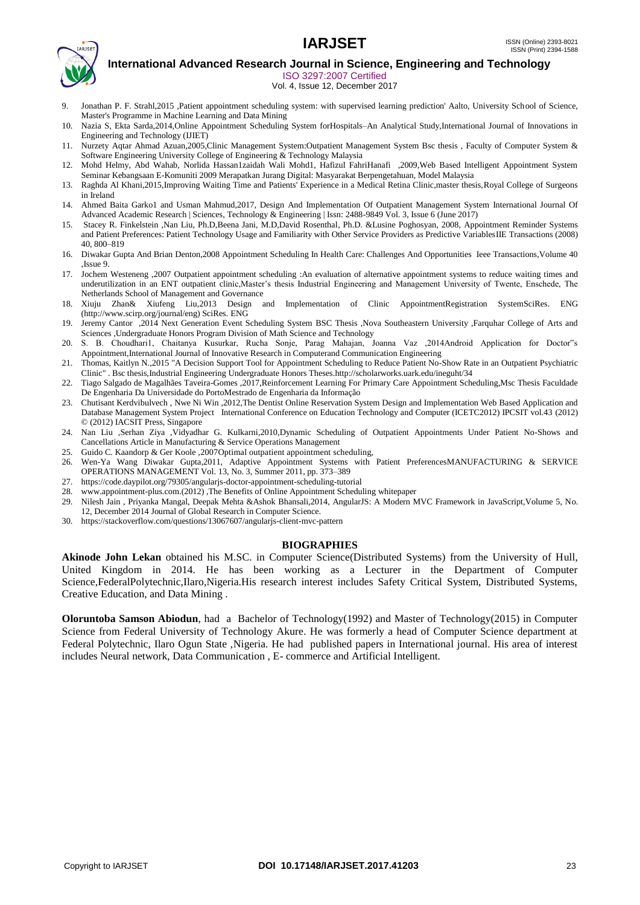9. Jonathan P. F. Strahl,2015 ,Patient appointment scheduling system: with supervised learning prediction' Aalto, University School of Science, Master's Programme in Machine Learning and Data Mining
10. Nazia S, Ekta Sarda,2014,Online Appointment Scheduling System forHospitals–An Analytical Study,International Journal of Innovations in Engineering and Technology (IJIET)
11. Nurzety Aqtar Ahmad Azuan,2005,Clinic Management System:Outpatient Management System Bsc thesis , Faculty of Computer System & Software Engineering University College of Engineering & Technology Malaysia
12. Mohd Helmy, Abd Wahab, Norlida Hassan1zaidah Wali Mohd1, Hafizul FahriHanafi ,2009,Web Based Intelligent Appointment System Seminar Kebangsaan E-Komuniti 2009 Merapatkan Jurang Digital: Masyarakat Berpengetahuan, Model Malaysia
13. Raghda Al Khani,2015,Improving Waiting Time and Patients' Experience in a Medical Retina Clinic,master thesis,Royal College of Surgeons in Ireland
14. Ahmed Baita Garko1 and Usman Mahmud,2017, Design And Implementation Of Outpatient Management System International Journal Of Advanced Academic Research | Sciences, Technology & Engineering | Issn: 2488-9849 Vol. 3, Issue 6 (June 2017)
15. Stacey R. Finkelstein ,Nan Liu, Ph.D,Beena Jani, M.D,David Rosenthal, Ph.D. &Lusine Poghosyan, 2008, Appointment Reminder Systems and Patient Preferences: Patient Technology Usage and Familiarity with Other Service Providers as Predictive VariablesIIE Transactions (2008) 40, 800–819
16. Diwakar Gupta And Brian Denton,2008 Appointment Scheduling In Health Care: Challenges And Opportunities Ieee Transactions,Volume 40 ,Issue 9.
17. Jochem Westeneng ,2007 Outpatient appointment scheduling :An evaluation of alternative appointment systems to reduce waiting times and underutilization in an ENT outpatient clinic,Master's thesis Industrial Engineering and Management University of Twente, Enschede, The Netherlands School of Management and Governance
18. Xiuju Zhan& Xiufeng Liu,2013 Design and Implementation of Clinic AppointmentRegistration SystemSciRes. ENG (http://www.scirp.org/journal/eng) SciRes. ENG
19. Jeremy Cantor ,2014 Next Generation Event Scheduling System BSC Thesis ,Nova Southeastern University ,Farquhar College of Arts and Sciences ,Undergraduate Honors Program Division of Math Science and Technology
20. S. B. Choudhari1, Chaitanya Kusurkar, Rucha Sonje, Parag Mahajan, Joanna Vaz ,2014Android Application for Doctor"s Appointment,International Journal of Innovative Research in Computerand Communication Engineering
21. Thomas, Kaitlyn N.,2015 "A Decision Support Tool for Appointment Scheduling to Reduce Patient No-Show Rate in an Outpatient Psychiatric Clinic" . Bsc thesis,Industrial Engineering Undergraduate Honors Theses.http://scholarworks.uark.edu/ineguht/34
22. Tiago Salgado de Magalhães Taveira-Gomes ,2017,Reinforcement Learning For Primary Care Appointment Scheduling,Msc Thesis Faculdade De Engenharia Da Universidade do PortoMestrado de Engenharia da Informação
23. Chutisant Kerdvibulvech , Nwe Ni Win ,2012,The Dentist Online Reservation System Design and Implementation Web Based Application and Database Management System Project International Conference on Education Technology and Computer (ICETC2012) IPCSIT vol.43 (2012) © (2012) IACSIT Press, Singapore
24. Nan Liu ,Serhan Ziya ,Vidyadhar G. Kulkarni,2010,Dynamic Scheduling of Outpatient Appointments Under Patient No-Shows and Cancellations Article in Manufacturing & Service Operations Management
25. Guido C. Kaandorp & Ger Koole ,2007Optimal outpatient appointment scheduling,
26. Wen-Ya Wang Diwakar Gupta,2011, Adaptive Appointment Systems with Patient PreferencesMANUFACTURING & SERVICE OPERATIONS MANAGEMENT Vol. 13, No. 3, Summer 2011, pp. 373–389
27. https://code.daypilot.org/79305/angularjs-doctor-appointment-scheduling-tutorial
28. www.appointment-plus.com.(2012) ,The Benefits of Online Appointment Scheduling whitepaper
29. Nilesh Jain , Priyanka Mangal, Deepak Mehta &Ashok Bhansali,2014, AngularJS: A Modern MVC Framework in JavaScript,Volume 5, No. 12, December 2014 Journal of Global Research in Computer Science.
30. https://stackoverflow.com/questions/13067607/angularjs-client-mvc-pattern

## BIOGRAPHIES

**Akinode John Lekan** obtained his M.SC. in Computer Science(Distributed Systems) from the University of Hull, United Kingdom in 2014. He has been working as a Lecturer in the Department of Computer Science,FederalPolytechnic,Ilaro,Nigeria.His research interest includes Safety Critical System, Distributed Systems, Creative Education, and Data Mining .

**Oloruntoba Samson Abiodun**, had a Bachelor of Technology(1992) and Master of Technology(2015) in Computer Science from Federal University of Technology Akure. He was formerly a head of Computer Science department at Federal Polytechnic, Ilaro Ogun State ,Nigeria. He had published papers in International journal. His area of interest includes Neural network, Data Communication , E- commerce and Artificial Intelligent.